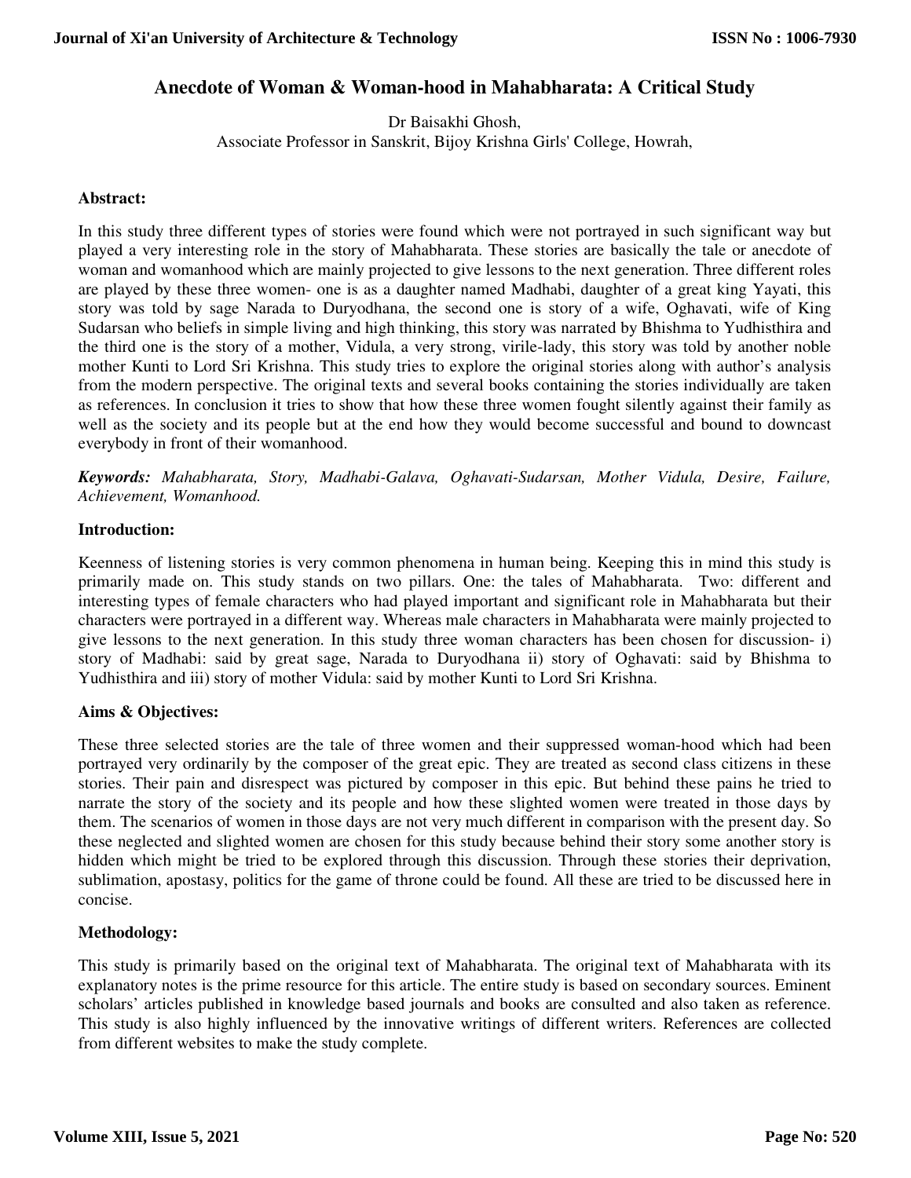# Anecdote of Woman & Woman-hood in Mahabharata: A Critical Study

Dr Baisakhi Ghosh,
Associate Professor in Sanskrit, Bijoy Krishna Girls' College, Howrah,

**Abstract:**

In this study three different types of stories were found which were not portrayed in such significant way but played a very interesting role in the story of Mahabharata. These stories are basically the tale or anecdote of woman and womanhood which are mainly projected to give lessons to the next generation. Three different roles are played by these three women- one is as a daughter named Madhabi, daughter of a great king Yayati, this story was told by sage Narada to Duryodhana, the second one is story of a wife, Oghavati, wife of King Sudarsan who beliefs in simple living and high thinking, this story was narrated by Bhishma to Yudhisthira and the third one is the story of a mother, Vidula, a very strong, virile-lady, this story was told by another noble mother Kunti to Lord Sri Krishna. This study tries to explore the original stories along with author's analysis from the modern perspective. The original texts and several books containing the stories individually are taken as references. In conclusion it tries to show that how these three women fought silently against their family as well as the society and its people but at the end how they would become successful and bound to downcast everybody in front of their womanhood.

***Keywords:*** *Mahabharata, Story, Madhabi-Galava, Oghavati-Sudarsan, Mother Vidula, Desire, Failure, Achievement, Womanhood.*

**Introduction:**

Keenness of listening stories is very common phenomena in human being. Keeping this in mind this study is primarily made on. This study stands on two pillars. One: the tales of Mahabharata. Two: different and interesting types of female characters who had played important and significant role in Mahabharata but their characters were portrayed in a different way. Whereas male characters in Mahabharata were mainly projected to give lessons to the next generation. In this study three woman characters has been chosen for discussion- i) story of Madhabi: said by great sage, Narada to Duryodhana ii) story of Oghavati: said by Bhishma to Yudhisthira and iii) story of mother Vidula: said by mother Kunti to Lord Sri Krishna.

**Aims & Objectives:**

These three selected stories are the tale of three women and their suppressed woman-hood which had been portrayed very ordinarily by the composer of the great epic. They are treated as second class citizens in these stories. Their pain and disrespect was pictured by composer in this epic. But behind these pains he tried to narrate the story of the society and its people and how these slighted women were treated in those days by them. The scenarios of women in those days are not very much different in comparison with the present day. So these neglected and slighted women are chosen for this study because behind their story some another story is hidden which might be tried to be explored through this discussion. Through these stories their deprivation, sublimation, apostasy, politics for the game of throne could be found. All these are tried to be discussed here in concise.

**Methodology:**

This study is primarily based on the original text of Mahabharata. The original text of Mahabharata with its explanatory notes is the prime resource for this article. The entire study is based on secondary sources. Eminent scholars' articles published in knowledge based journals and books are consulted and also taken as reference. This study is also highly influenced by the innovative writings of different writers. References are collected from different websites to make the study complete.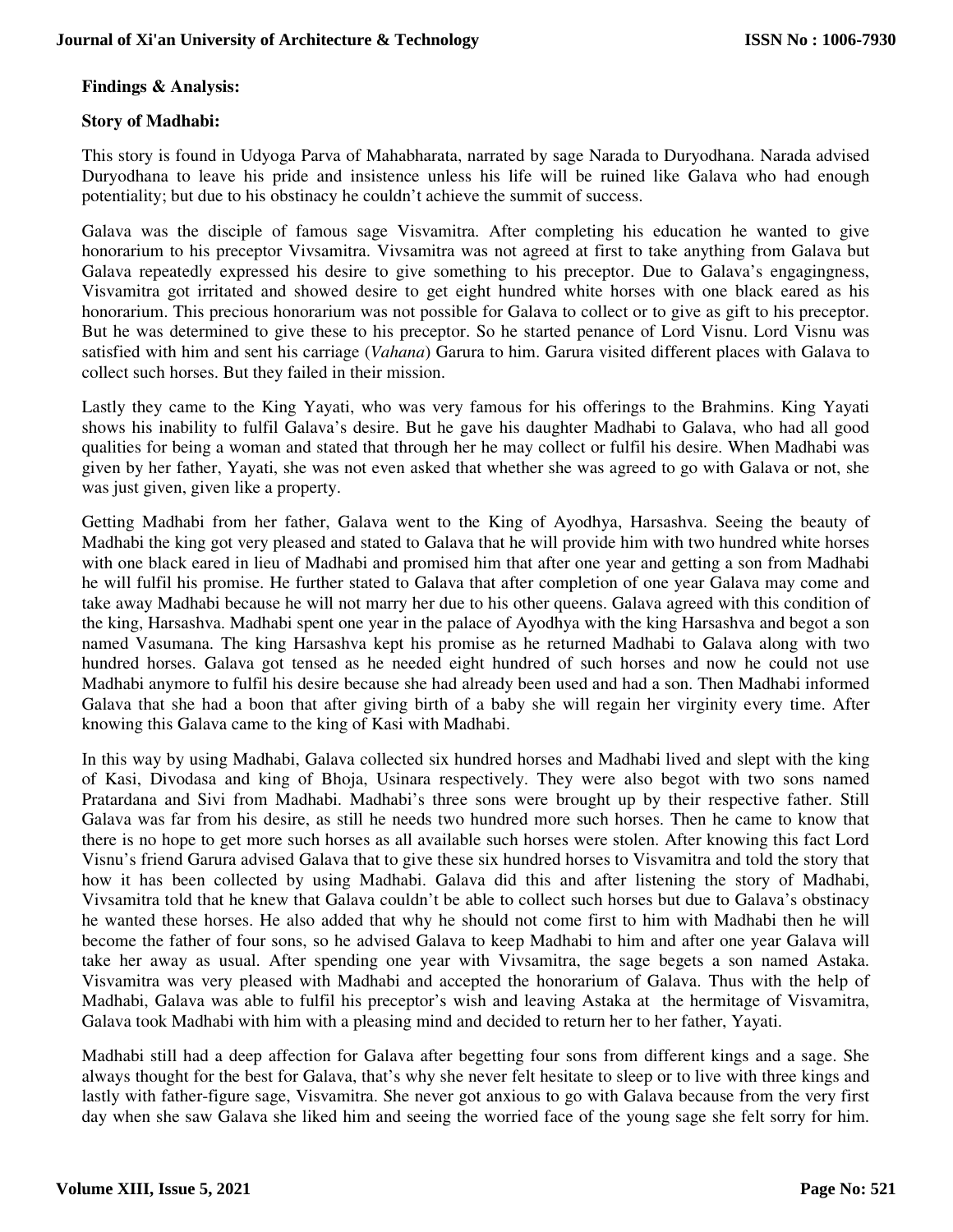**Findings & Analysis:**

**Story of Madhabi:**

This story is found in Udyoga Parva of Mahabharata, narrated by sage Narada to Duryodhana. Narada advised Duryodhana to leave his pride and insistence unless his life will be ruined like Galava who had enough potentiality; but due to his obstinacy he couldn't achieve the summit of success.

Galava was the disciple of famous sage Visvamitra. After completing his education he wanted to give honorarium to his preceptor Vivsamitra. Vivsamitra was not agreed at first to take anything from Galava but Galava repeatedly expressed his desire to give something to his preceptor. Due to Galava's engagingness, Visvamitra got irritated and showed desire to get eight hundred white horses with one black eared as his honorarium. This precious honorarium was not possible for Galava to collect or to give as gift to his preceptor. But he was determined to give these to his preceptor. So he started penance of Lord Visnu. Lord Visnu was satisfied with him and sent his carriage (*Vahana*) Garura to him. Garura visited different places with Galava to collect such horses. But they failed in their mission.

Lastly they came to the King Yayati, who was very famous for his offerings to the Brahmins. King Yayati shows his inability to fulfil Galava's desire. But he gave his daughter Madhabi to Galava, who had all good qualities for being a woman and stated that through her he may collect or fulfil his desire. When Madhabi was given by her father, Yayati, she was not even asked that whether she was agreed to go with Galava or not, she was just given, given like a property.

Getting Madhabi from her father, Galava went to the King of Ayodhya, Harsashva. Seeing the beauty of Madhabi the king got very pleased and stated to Galava that he will provide him with two hundred white horses with one black eared in lieu of Madhabi and promised him that after one year and getting a son from Madhabi he will fulfil his promise. He further stated to Galava that after completion of one year Galava may come and take away Madhabi because he will not marry her due to his other queens. Galava agreed with this condition of the king, Harsashva. Madhabi spent one year in the palace of Ayodhya with the king Harsashva and begot a son named Vasumana. The king Harsashva kept his promise as he returned Madhabi to Galava along with two hundred horses. Galava got tensed as he needed eight hundred of such horses and now he could not use Madhabi anymore to fulfil his desire because she had already been used and had a son. Then Madhabi informed Galava that she had a boon that after giving birth of a baby she will regain her virginity every time. After knowing this Galava came to the king of Kasi with Madhabi.

In this way by using Madhabi, Galava collected six hundred horses and Madhabi lived and slept with the king of Kasi, Divodasa and king of Bhoja, Usinara respectively. They were also begot with two sons named Pratardana and Sivi from Madhabi. Madhabi's three sons were brought up by their respective father. Still Galava was far from his desire, as still he needs two hundred more such horses. Then he came to know that there is no hope to get more such horses as all available such horses were stolen. After knowing this fact Lord Visnu's friend Garura advised Galava that to give these six hundred horses to Visvamitra and told the story that how it has been collected by using Madhabi. Galava did this and after listening the story of Madhabi, Vivsamitra told that he knew that Galava couldn't be able to collect such horses but due to Galava's obstinacy he wanted these horses. He also added that why he should not come first to him with Madhabi then he will become the father of four sons, so he advised Galava to keep Madhabi to him and after one year Galava will take her away as usual. After spending one year with Vivsamitra, the sage begets a son named Astaka. Visvamitra was very pleased with Madhabi and accepted the honorarium of Galava. Thus with the help of Madhabi, Galava was able to fulfil his preceptor's wish and leaving Astaka at the hermitage of Visvamitra, Galava took Madhabi with him with a pleasing mind and decided to return her to her father, Yayati.

Madhabi still had a deep affection for Galava after begetting four sons from different kings and a sage. She always thought for the best for Galava, that's why she never felt hesitate to sleep or to live with three kings and lastly with father-figure sage, Visvamitra. She never got anxious to go with Galava because from the very first day when she saw Galava she liked him and seeing the worried face of the young sage she felt sorry for him.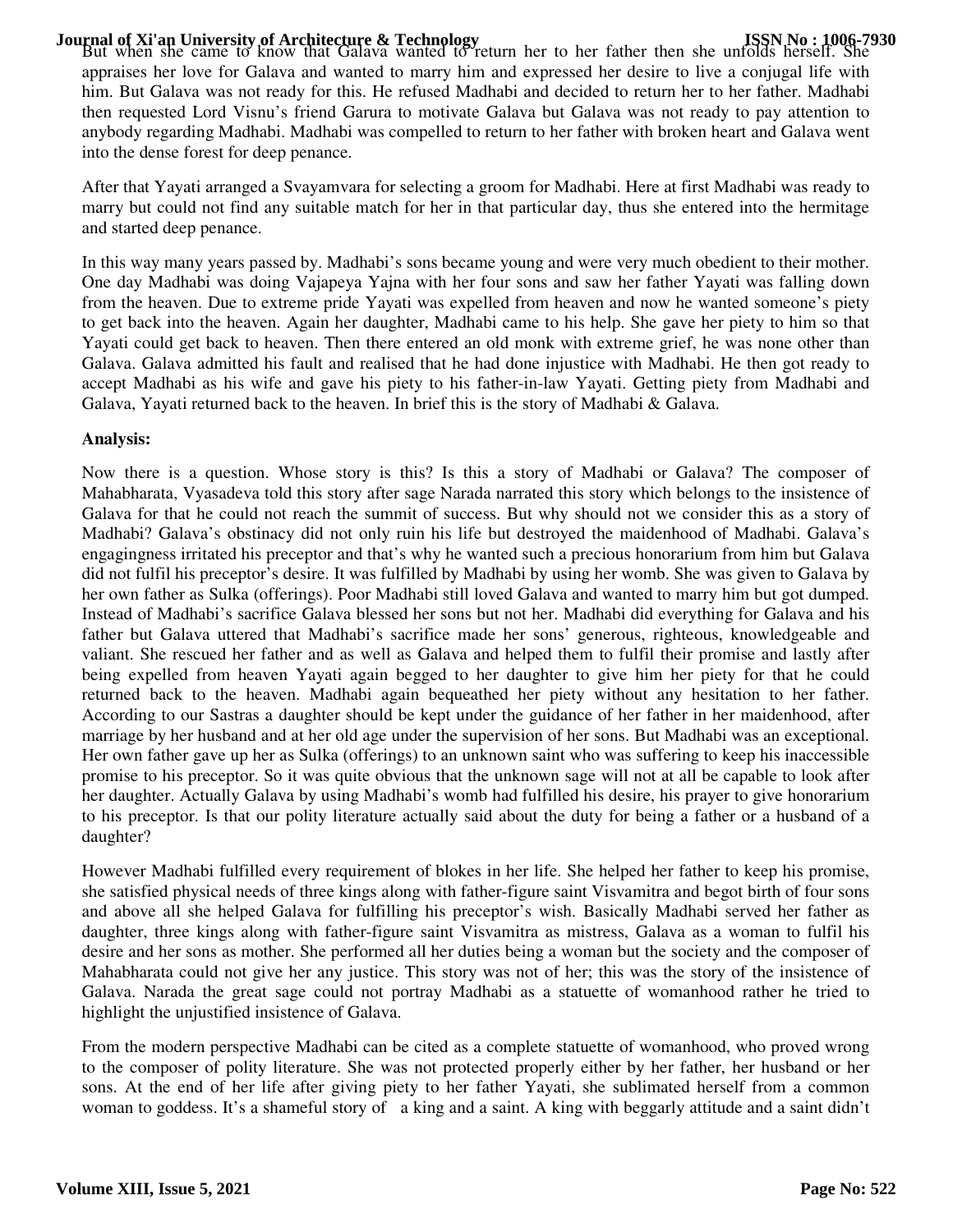But when she came to know that Galava wanted to return her to her father then she unfolds herself. She appraises her love for Galava and wanted to marry him and expressed her desire to live a conjugal life with him. But Galava was not ready for this. He refused Madhabi and decided to return her to her father. Madhabi then requested Lord Visnu's friend Garura to motivate Galava but Galava was not ready to pay attention to anybody regarding Madhabi. Madhabi was compelled to return to her father with broken heart and Galava went into the dense forest for deep penance.

After that Yayati arranged a Svayamvara for selecting a groom for Madhabi. Here at first Madhabi was ready to marry but could not find any suitable match for her in that particular day, thus she entered into the hermitage and started deep penance.

In this way many years passed by. Madhabi's sons became young and were very much obedient to their mother. One day Madhabi was doing Vajapeya Yajna with her four sons and saw her father Yayati was falling down from the heaven. Due to extreme pride Yayati was expelled from heaven and now he wanted someone's piety to get back into the heaven. Again her daughter, Madhabi came to his help. She gave her piety to him so that Yayati could get back to heaven. Then there entered an old monk with extreme grief, he was none other than Galava. Galava admitted his fault and realised that he had done injustice with Madhabi. He then got ready to accept Madhabi as his wife and gave his piety to his father-in-law Yayati. Getting piety from Madhabi and Galava, Yayati returned back to the heaven. In brief this is the story of Madhabi & Galava.

**Analysis:**

Now there is a question. Whose story is this? Is this a story of Madhabi or Galava? The composer of Mahabharata, Vyasadeva told this story after sage Narada narrated this story which belongs to the insistence of Galava for that he could not reach the summit of success. But why should not we consider this as a story of Madhabi? Galava's obstinacy did not only ruin his life but destroyed the maidenhood of Madhabi. Galava's engagingness irritated his preceptor and that's why he wanted such a precious honorarium from him but Galava did not fulfil his preceptor's desire. It was fulfilled by Madhabi by using her womb. She was given to Galava by her own father as Sulka (offerings). Poor Madhabi still loved Galava and wanted to marry him but got dumped. Instead of Madhabi's sacrifice Galava blessed her sons but not her. Madhabi did everything for Galava and his father but Galava uttered that Madhabi's sacrifice made her sons' generous, righteous, knowledgeable and valiant. She rescued her father and as well as Galava and helped them to fulfil their promise and lastly after being expelled from heaven Yayati again begged to her daughter to give him her piety for that he could returned back to the heaven. Madhabi again bequeathed her piety without any hesitation to her father. According to our Sastras a daughter should be kept under the guidance of her father in her maidenhood, after marriage by her husband and at her old age under the supervision of her sons. But Madhabi was an exceptional. Her own father gave up her as Sulka (offerings) to an unknown saint who was suffering to keep his inaccessible promise to his preceptor. So it was quite obvious that the unknown sage will not at all be capable to look after her daughter. Actually Galava by using Madhabi's womb had fulfilled his desire, his prayer to give honorarium to his preceptor. Is that our polity literature actually said about the duty for being a father or a husband of a daughter?

However Madhabi fulfilled every requirement of blokes in her life. She helped her father to keep his promise, she satisfied physical needs of three kings along with father-figure saint Visvamitra and begot birth of four sons and above all she helped Galava for fulfilling his preceptor's wish. Basically Madhabi served her father as daughter, three kings along with father-figure saint Visvamitra as mistress, Galava as a woman to fulfil his desire and her sons as mother. She performed all her duties being a woman but the society and the composer of Mahabharata could not give her any justice. This story was not of her; this was the story of the insistence of Galava. Narada the great sage could not portray Madhabi as a statuette of womanhood rather he tried to highlight the unjustified insistence of Galava.

From the modern perspective Madhabi can be cited as a complete statuette of womanhood, who proved wrong to the composer of polity literature. She was not protected properly either by her father, her husband or her sons. At the end of her life after giving piety to her father Yayati, she sublimated herself from a common woman to goddess. It's a shameful story of a king and a saint. A king with beggarly attitude and a saint didn't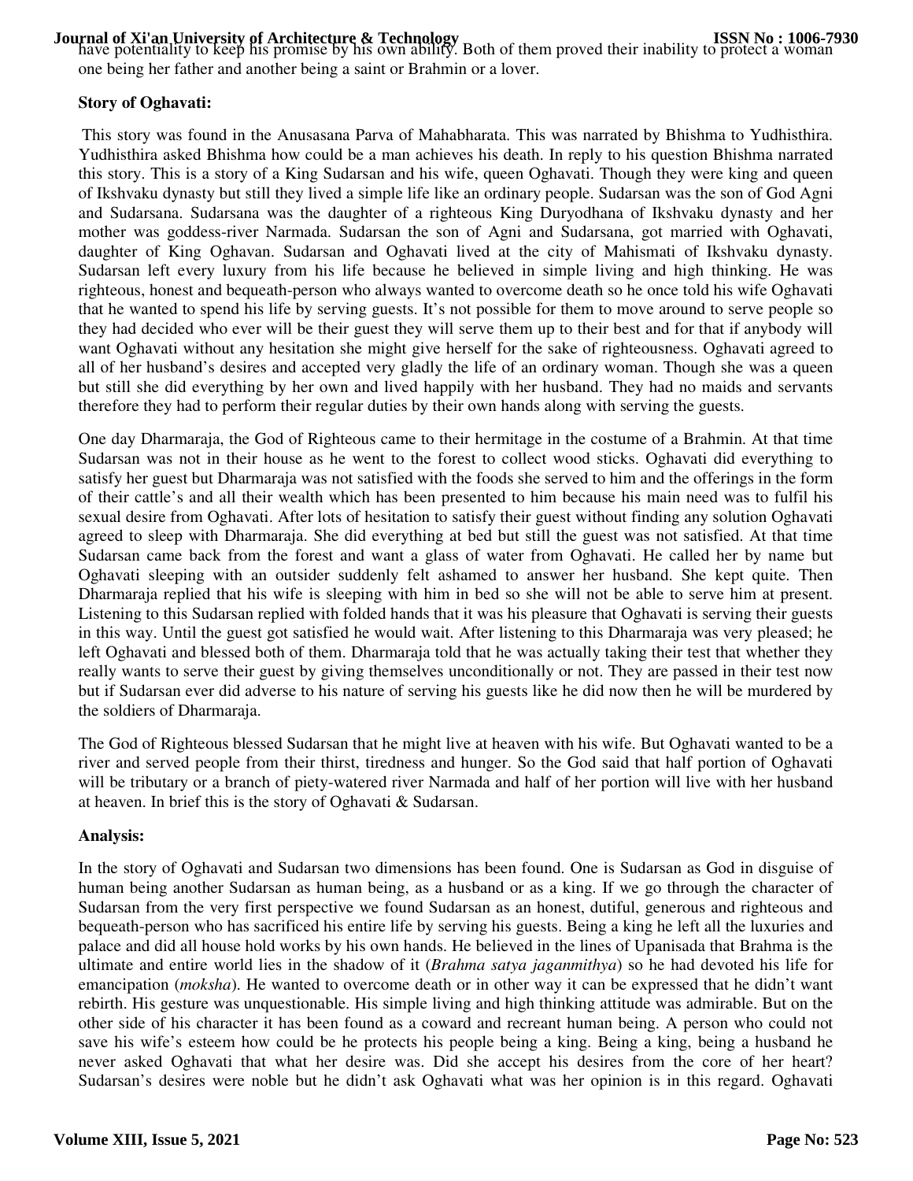have potentiality to keep his promise by his own ability. Both of them proved their inability to protect a woman one being her father and another being a saint or Brahmin or a lover.

**Story of Oghavati:**

This story was found in the Anusasana Parva of Mahabharata. This was narrated by Bhishma to Yudhisthira. Yudhisthira asked Bhishma how could be a man achieves his death. In reply to his question Bhishma narrated this story. This is a story of a King Sudarsan and his wife, queen Oghavati. Though they were king and queen of Ikshvaku dynasty but still they lived a simple life like an ordinary people. Sudarsan was the son of God Agni and Sudarsana. Sudarsana was the daughter of a righteous King Duryodhana of Ikshvaku dynasty and her mother was goddess-river Narmada. Sudarsan the son of Agni and Sudarsana, got married with Oghavati, daughter of King Oghavan. Sudarsan and Oghavati lived at the city of Mahismati of Ikshvaku dynasty. Sudarsan left every luxury from his life because he believed in simple living and high thinking. He was righteous, honest and bequeath-person who always wanted to overcome death so he once told his wife Oghavati that he wanted to spend his life by serving guests. It's not possible for them to move around to serve people so they had decided who ever will be their guest they will serve them up to their best and for that if anybody will want Oghavati without any hesitation she might give herself for the sake of righteousness. Oghavati agreed to all of her husband's desires and accepted very gladly the life of an ordinary woman. Though she was a queen but still she did everything by her own and lived happily with her husband. They had no maids and servants therefore they had to perform their regular duties by their own hands along with serving the guests.

One day Dharmaraja, the God of Righteous came to their hermitage in the costume of a Brahmin. At that time Sudarsan was not in their house as he went to the forest to collect wood sticks. Oghavati did everything to satisfy her guest but Dharmaraja was not satisfied with the foods she served to him and the offerings in the form of their cattle's and all their wealth which has been presented to him because his main need was to fulfil his sexual desire from Oghavati. After lots of hesitation to satisfy their guest without finding any solution Oghavati agreed to sleep with Dharmaraja. She did everything at bed but still the guest was not satisfied. At that time Sudarsan came back from the forest and want a glass of water from Oghavati. He called her by name but Oghavati sleeping with an outsider suddenly felt ashamed to answer her husband. She kept quite. Then Dharmaraja replied that his wife is sleeping with him in bed so she will not be able to serve him at present. Listening to this Sudarsan replied with folded hands that it was his pleasure that Oghavati is serving their guests in this way. Until the guest got satisfied he would wait. After listening to this Dharmaraja was very pleased; he left Oghavati and blessed both of them. Dharmaraja told that he was actually taking their test that whether they really wants to serve their guest by giving themselves unconditionally or not. They are passed in their test now but if Sudarsan ever did adverse to his nature of serving his guests like he did now then he will be murdered by the soldiers of Dharmaraja.

The God of Righteous blessed Sudarsan that he might live at heaven with his wife. But Oghavati wanted to be a river and served people from their thirst, tiredness and hunger. So the God said that half portion of Oghavati will be tributary or a branch of piety-watered river Narmada and half of her portion will live with her husband at heaven. In brief this is the story of Oghavati & Sudarsan.

**Analysis:**

In the story of Oghavati and Sudarsan two dimensions has been found. One is Sudarsan as God in disguise of human being another Sudarsan as human being, as a husband or as a king. If we go through the character of Sudarsan from the very first perspective we found Sudarsan as an honest, dutiful, generous and righteous and bequeath-person who has sacrificed his entire life by serving his guests. Being a king he left all the luxuries and palace and did all house hold works by his own hands. He believed in the lines of Upanisada that Brahma is the ultimate and entire world lies in the shadow of it (*Brahma satya jaganmithya*) so he had devoted his life for emancipation (*moksha*). He wanted to overcome death or in other way it can be expressed that he didn't want rebirth. His gesture was unquestionable. His simple living and high thinking attitude was admirable. But on the other side of his character it has been found as a coward and recreant human being. A person who could not save his wife's esteem how could be he protects his people being a king. Being a king, being a husband he never asked Oghavati that what her desire was. Did she accept his desires from the core of her heart? Sudarsan's desires were noble but he didn't ask Oghavati what was her opinion is in this regard. Oghavati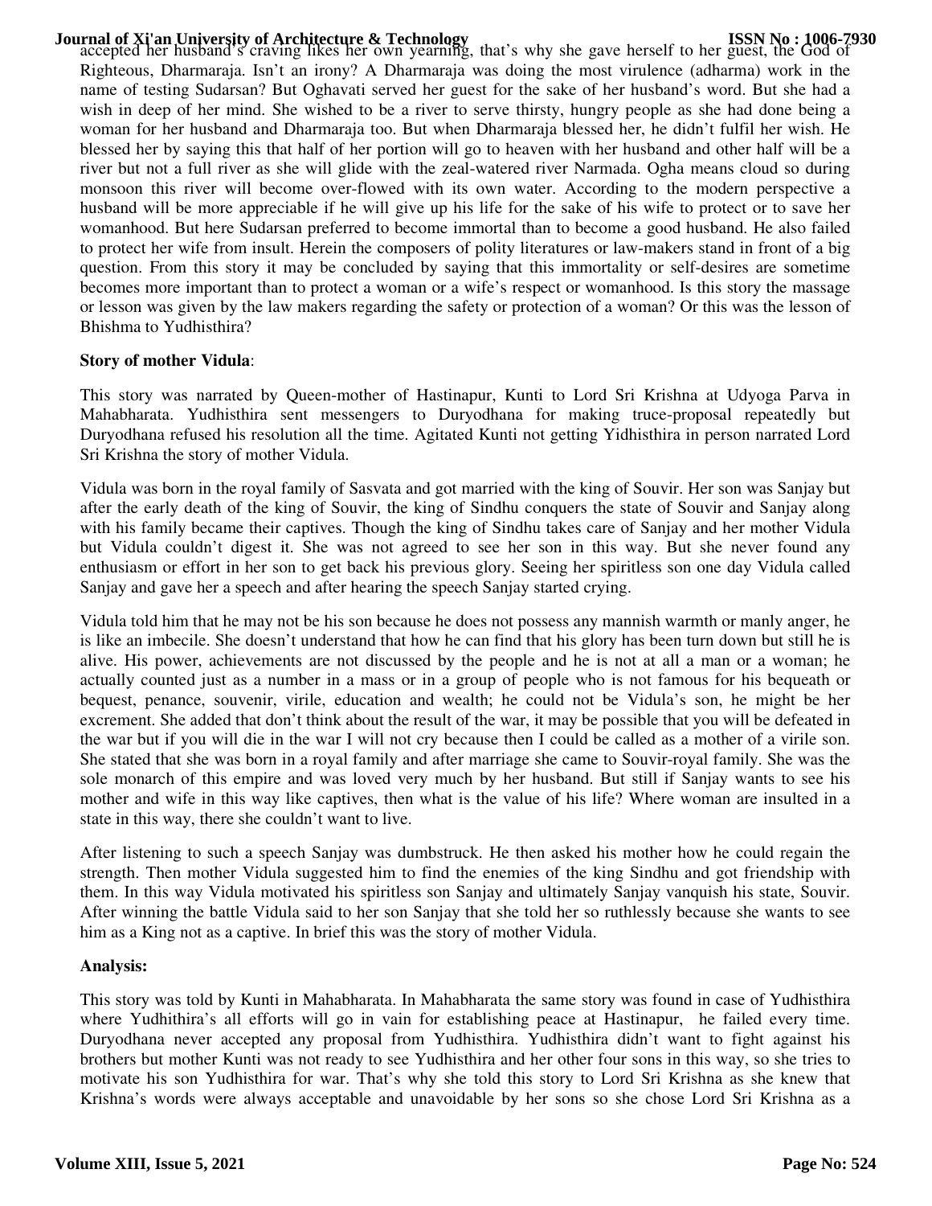accepted her husband's craving likes her own yearning, that's why she gave herself to her guest, the God of Righteous, Dharmaraja. Isn't an irony? A Dharmaraja was doing the most virulence (adharma) work in the name of testing Sudarsan? But Oghavati served her guest for the sake of her husband's word. But she had a wish in deep of her mind. She wished to be a river to serve thirsty, hungry people as she had done being a woman for her husband and Dharmaraja too. But when Dharmaraja blessed her, he didn't fulfil her wish. He blessed her by saying this that half of her portion will go to heaven with her husband and other half will be a river but not a full river as she will glide with the zeal-watered river Narmada. Ogha means cloud so during monsoon this river will become over-flowed with its own water. According to the modern perspective a husband will be more appreciable if he will give up his life for the sake of his wife to protect or to save her womanhood. But here Sudarsan preferred to become immortal than to become a good husband. He also failed to protect her wife from insult. Herein the composers of polity literatures or law-makers stand in front of a big question. From this story it may be concluded by saying that this immortality or self-desires are sometime becomes more important than to protect a woman or a wife's respect or womanhood. Is this story the massage or lesson was given by the law makers regarding the safety or protection of a woman? Or this was the lesson of Bhishma to Yudhisthira?

**Story of mother Vidula**:

This story was narrated by Queen-mother of Hastinapur, Kunti to Lord Sri Krishna at Udyoga Parva in Mahabharata. Yudhisthira sent messengers to Duryodhana for making truce-proposal repeatedly but Duryodhana refused his resolution all the time. Agitated Kunti not getting Yidhisthira in person narrated Lord Sri Krishna the story of mother Vidula.

Vidula was born in the royal family of Sasvata and got married with the king of Souvir. Her son was Sanjay but after the early death of the king of Souvir, the king of Sindhu conquers the state of Souvir and Sanjay along with his family became their captives. Though the king of Sindhu takes care of Sanjay and her mother Vidula but Vidula couldn't digest it. She was not agreed to see her son in this way. But she never found any enthusiasm or effort in her son to get back his previous glory. Seeing her spiritless son one day Vidula called Sanjay and gave her a speech and after hearing the speech Sanjay started crying.

Vidula told him that he may not be his son because he does not possess any mannish warmth or manly anger, he is like an imbecile. She doesn't understand that how he can find that his glory has been turn down but still he is alive. His power, achievements are not discussed by the people and he is not at all a man or a woman; he actually counted just as a number in a mass or in a group of people who is not famous for his bequeath or bequest, penance, souvenir, virile, education and wealth; he could not be Vidula's son, he might be her excrement. She added that don't think about the result of the war, it may be possible that you will be defeated in the war but if you will die in the war I will not cry because then I could be called as a mother of a virile son. She stated that she was born in a royal family and after marriage she came to Souvir-royal family. She was the sole monarch of this empire and was loved very much by her husband. But still if Sanjay wants to see his mother and wife in this way like captives, then what is the value of his life? Where woman are insulted in a state in this way, there she couldn't want to live.

After listening to such a speech Sanjay was dumbstruck. He then asked his mother how he could regain the strength. Then mother Vidula suggested him to find the enemies of the king Sindhu and got friendship with them. In this way Vidula motivated his spiritless son Sanjay and ultimately Sanjay vanquish his state, Souvir. After winning the battle Vidula said to her son Sanjay that she told her so ruthlessly because she wants to see him as a King not as a captive. In brief this was the story of mother Vidula.

**Analysis:**

This story was told by Kunti in Mahabharata. In Mahabharata the same story was found in case of Yudhisthira where Yudhithira's all efforts will go in vain for establishing peace at Hastinapur, he failed every time. Duryodhana never accepted any proposal from Yudhisthira. Yudhisthira didn't want to fight against his brothers but mother Kunti was not ready to see Yudhisthira and her other four sons in this way, so she tries to motivate his son Yudhisthira for war. That's why she told this story to Lord Sri Krishna as she knew that Krishna's words were always acceptable and unavoidable by her sons so she chose Lord Sri Krishna as a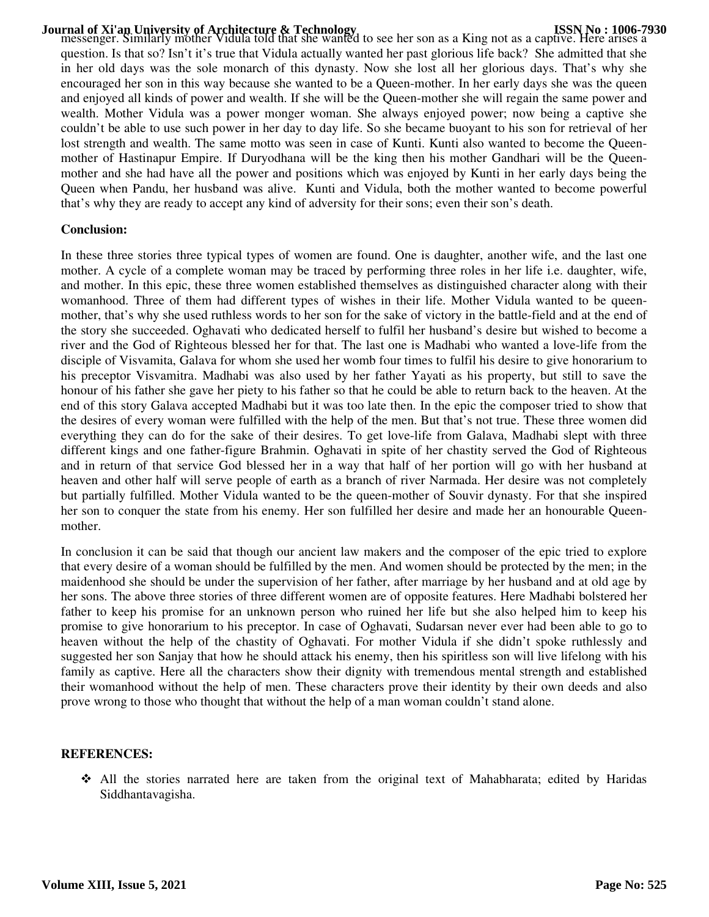messenger. Similarly mother Vidula told that she wanted to see her son as a King not as a captive. Here arises a question. Is that so? Isn't it's true that Vidula actually wanted her past glorious life back? She admitted that she in her old days was the sole monarch of this dynasty. Now she lost all her glorious days. That's why she encouraged her son in this way because she wanted to be a Queen-mother. In her early days she was the queen and enjoyed all kinds of power and wealth. If she will be the Queen-mother she will regain the same power and wealth. Mother Vidula was a power monger woman. She always enjoyed power; now being a captive she couldn't be able to use such power in her day to day life. So she became buoyant to his son for retrieval of her lost strength and wealth. The same motto was seen in case of Kunti. Kunti also wanted to become the Queen-mother of Hastinapur Empire. If Duryodhana will be the king then his mother Gandhari will be the Queen-mother and she had have all the power and positions which was enjoyed by Kunti in her early days being the Queen when Pandu, her husband was alive. Kunti and Vidula, both the mother wanted to become powerful that's why they are ready to accept any kind of adversity for their sons; even their son's death.

**Conclusion:**

In these three stories three typical types of women are found. One is daughter, another wife, and the last one mother. A cycle of a complete woman may be traced by performing three roles in her life i.e. daughter, wife, and mother. In this epic, these three women established themselves as distinguished character along with their womanhood. Three of them had different types of wishes in their life. Mother Vidula wanted to be queen-mother, that's why she used ruthless words to her son for the sake of victory in the battle-field and at the end of the story she succeeded. Oghavati who dedicated herself to fulfil her husband's desire but wished to become a river and the God of Righteous blessed her for that. The last one is Madhabi who wanted a love-life from the disciple of Visvamita, Galava for whom she used her womb four times to fulfil his desire to give honorarium to his preceptor Visvamitra. Madhabi was also used by her father Yayati as his property, but still to save the honour of his father she gave her piety to his father so that he could be able to return back to the heaven. At the end of this story Galava accepted Madhabi but it was too late then. In the epic the composer tried to show that the desires of every woman were fulfilled with the help of the men. But that's not true. These three women did everything they can do for the sake of their desires. To get love-life from Galava, Madhabi slept with three different kings and one father-figure Brahmin. Oghavati in spite of her chastity served the God of Righteous and in return of that service God blessed her in a way that half of her portion will go with her husband at heaven and other half will serve people of earth as a branch of river Narmada. Her desire was not completely but partially fulfilled. Mother Vidula wanted to be the queen-mother of Souvir dynasty. For that she inspired her son to conquer the state from his enemy. Her son fulfilled her desire and made her an honourable Queen-mother.

In conclusion it can be said that though our ancient law makers and the composer of the epic tried to explore that every desire of a woman should be fulfilled by the men. And women should be protected by the men; in the maidenhood she should be under the supervision of her father, after marriage by her husband and at old age by her sons. The above three stories of three different women are of opposite features. Here Madhabi bolstered her father to keep his promise for an unknown person who ruined her life but she also helped him to keep his promise to give honorarium to his preceptor. In case of Oghavati, Sudarsan never ever had been able to go to heaven without the help of the chastity of Oghavati. For mother Vidula if she didn't spoke ruthlessly and suggested her son Sanjay that how he should attack his enemy, then his spiritless son will live lifelong with his family as captive. Here all the characters show their dignity with tremendous mental strength and established their womanhood without the help of men. These characters prove their identity by their own deeds and also prove wrong to those who thought that without the help of a man woman couldn't stand alone.

**REFERENCES:**

- All the stories narrated here are taken from the original text of Mahabharata; edited by Haridas Siddhantavagisha.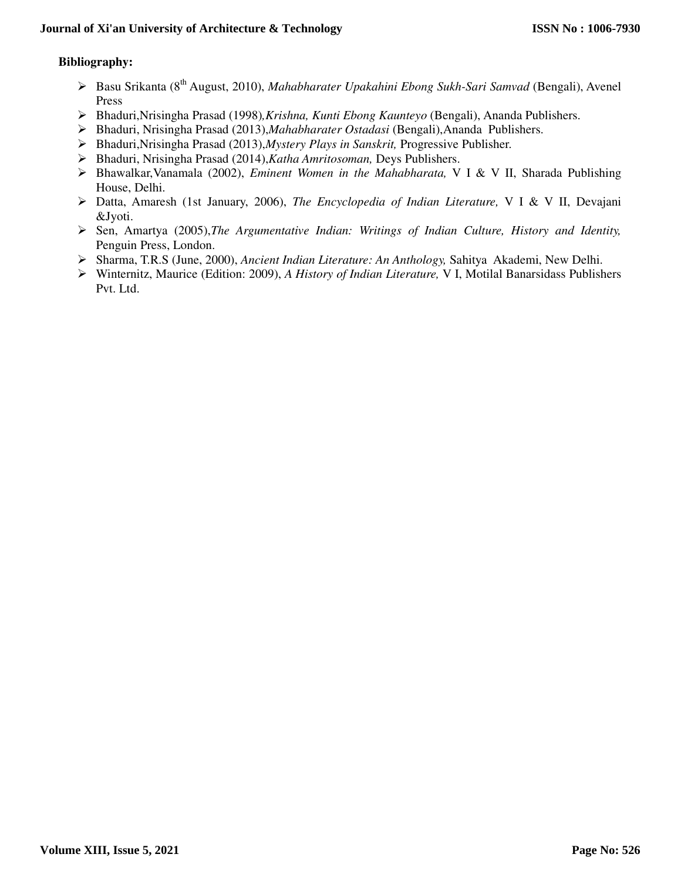**Bibliography:**

- Basu Srikanta (8th August, 2010), *Mahabharater Upakahini Ebong Sukh-Sari Samvad* (Bengali), Avenel Press
- Bhaduri,Nrisingha Prasad (1998),*Krishna, Kunti Ebong Kaunteyo* (Bengali), Ananda Publishers.
- Bhaduri, Nrisingha Prasad (2013),*Mahabharater Ostadasi* (Bengali),Ananda Publishers.
- Bhaduri,Nrisingha Prasad (2013),*Mystery Plays in Sanskrit,* Progressive Publisher.
- Bhaduri, Nrisingha Prasad (2014),*Katha Amritosoman,* Deys Publishers.
- Bhawalkar,Vanamala (2002), *Eminent Women in the Mahabharata,* V I & V II, Sharada Publishing House, Delhi.
- Datta, Amaresh (1st January, 2006), *The Encyclopedia of Indian Literature,* V I & V II, Devajani &Jyoti.
- Sen, Amartya (2005),*The Argumentative Indian: Writings of Indian Culture, History and Identity,* Penguin Press, London.
- Sharma, T.R.S (June, 2000), *Ancient Indian Literature: An Anthology,* Sahitya Akademi, New Delhi.
- Winternitz, Maurice (Edition: 2009), *A History of Indian Literature,* V I, Motilal Banarsidass Publishers Pvt. Ltd.